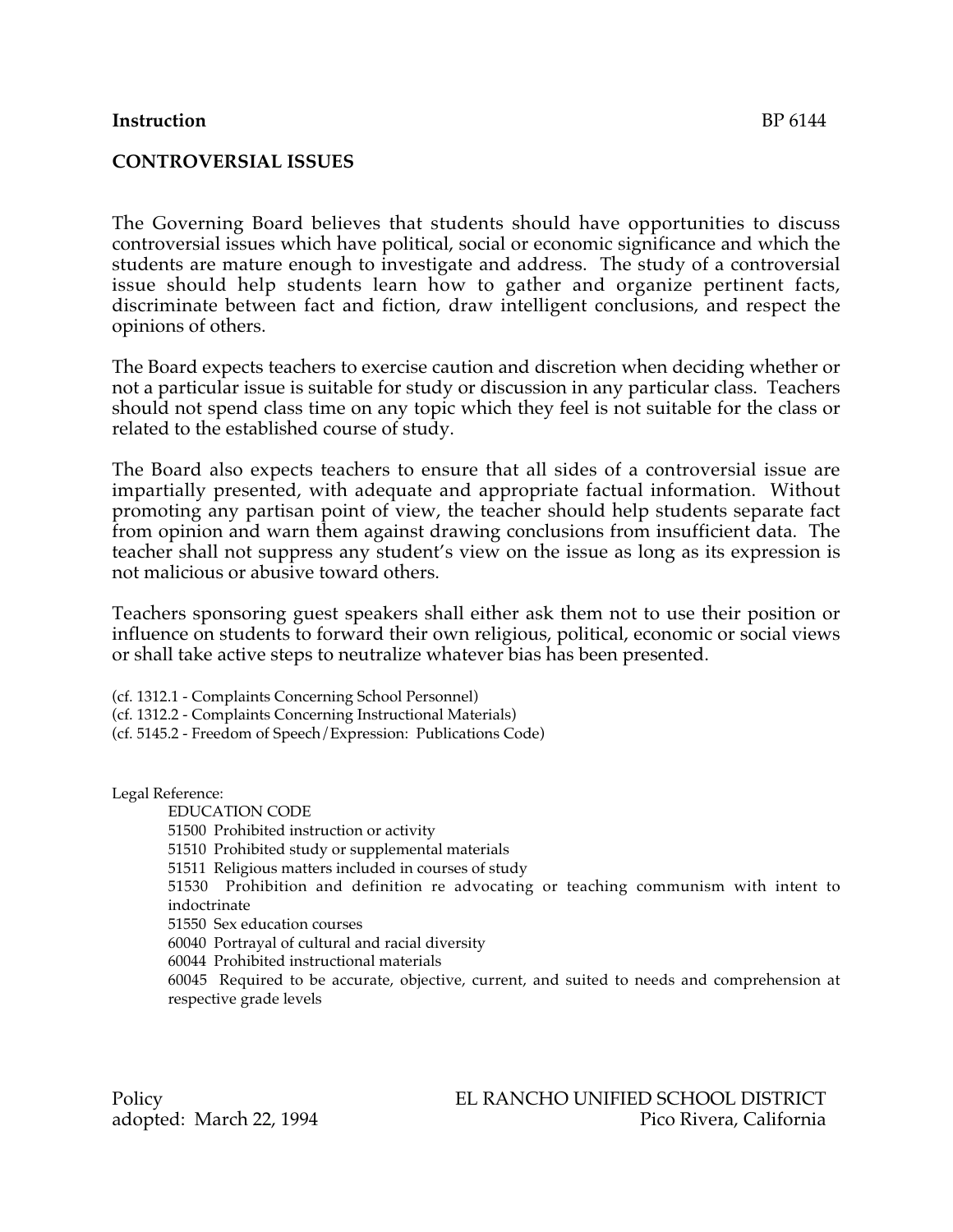**Instruction** BP 6144

## CONTROVERSIAL ISSUES

The Governing Board believes that students should have opportunities to discuss controversial issues which have political, social or economic significance and which the students are mature enough to investigate and address. The study of a controversial issue should help students learn how to gather and organize pertinent facts, discriminate between fact and fiction, draw intelligent conclusions, and respect the opinions of others.

The Board expects teachers to exercise caution and discretion when deciding whether or not a particular issue is suitable for study or discussion in any particular class. Teachers should not spend class time on any topic which they feel is not suitable for the class or related to the established course of study.

The Board also expects teachers to ensure that all sides of a controversial issue are impartially presented, with adequate and appropriate factual information. Without promoting any partisan point of view, the teacher should help students separate fact from opinion and warn them against drawing conclusions from insufficient data. The teacher shall not suppress any student's view on the issue as long as its expression is not malicious or abusive toward others.

Teachers sponsoring guest speakers shall either ask them not to use their position or influence on students to forward their own religious, political, economic or social views or shall take active steps to neutralize whatever bias has been presented.

(cf. 1312.1 - Complaints Concerning School Personnel)
(cf. 1312.2 - Complaints Concerning Instructional Materials)
(cf. 5145.2 - Freedom of Speech/Expression: Publications Code)

Legal Reference:

EDUCATION CODE
51500 Prohibited instruction or activity
51510 Prohibited study or supplemental materials
51511 Religious matters included in courses of study
51530 Prohibition and definition re advocating or teaching communism with intent to indoctrinate
51550 Sex education courses
60040 Portrayal of cultural and racial diversity
60044 Prohibited instructional materials
60045 Required to be accurate, objective, current, and suited to needs and comprehension at respective grade levels

Policy
adopted: March 22, 1994

EL RANCHO UNIFIED SCHOOL DISTRICT
Pico Rivera, California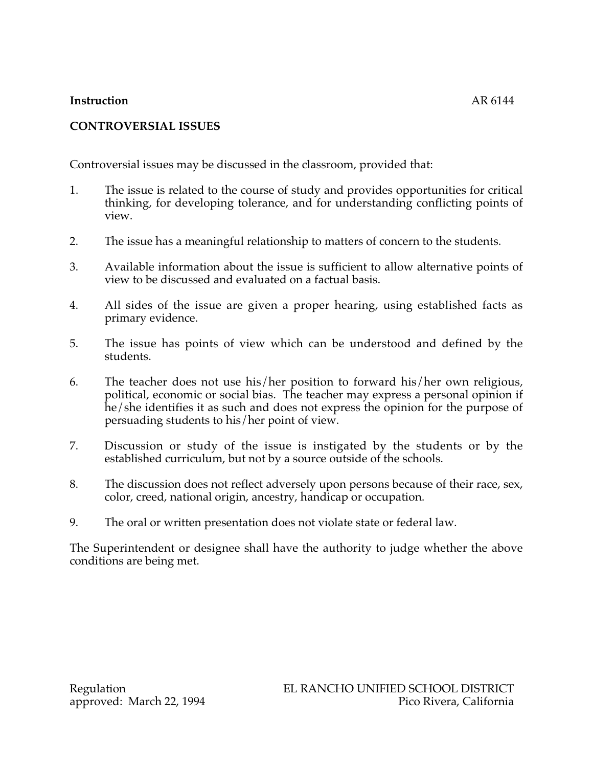**Instruction** AR 6144

**CONTROVERSIAL ISSUES**

Controversial issues may be discussed in the classroom, provided that:

1. The issue is related to the course of study and provides opportunities for critical thinking, for developing tolerance, and for understanding conflicting points of view.

2. The issue has a meaningful relationship to matters of concern to the students.

3. Available information about the issue is sufficient to allow alternative points of view to be discussed and evaluated on a factual basis.

4. All sides of the issue are given a proper hearing, using established facts as primary evidence.

5. The issue has points of view which can be understood and defined by the students.

6. The teacher does not use his/her position to forward his/her own religious, political, economic or social bias. The teacher may express a personal opinion if he/she identifies it as such and does not express the opinion for the purpose of persuading students to his/her point of view.

7. Discussion or study of the issue is instigated by the students or by the established curriculum, but not by a source outside of the schools.

8. The discussion does not reflect adversely upon persons because of their race, sex, color, creed, national origin, ancestry, handicap or occupation.

9. The oral or written presentation does not violate state or federal law.

The Superintendent or designee shall have the authority to judge whether the above conditions are being met.

Regulation
approved: March 22, 1994

EL RANCHO UNIFIED SCHOOL DISTRICT
Pico Rivera, California